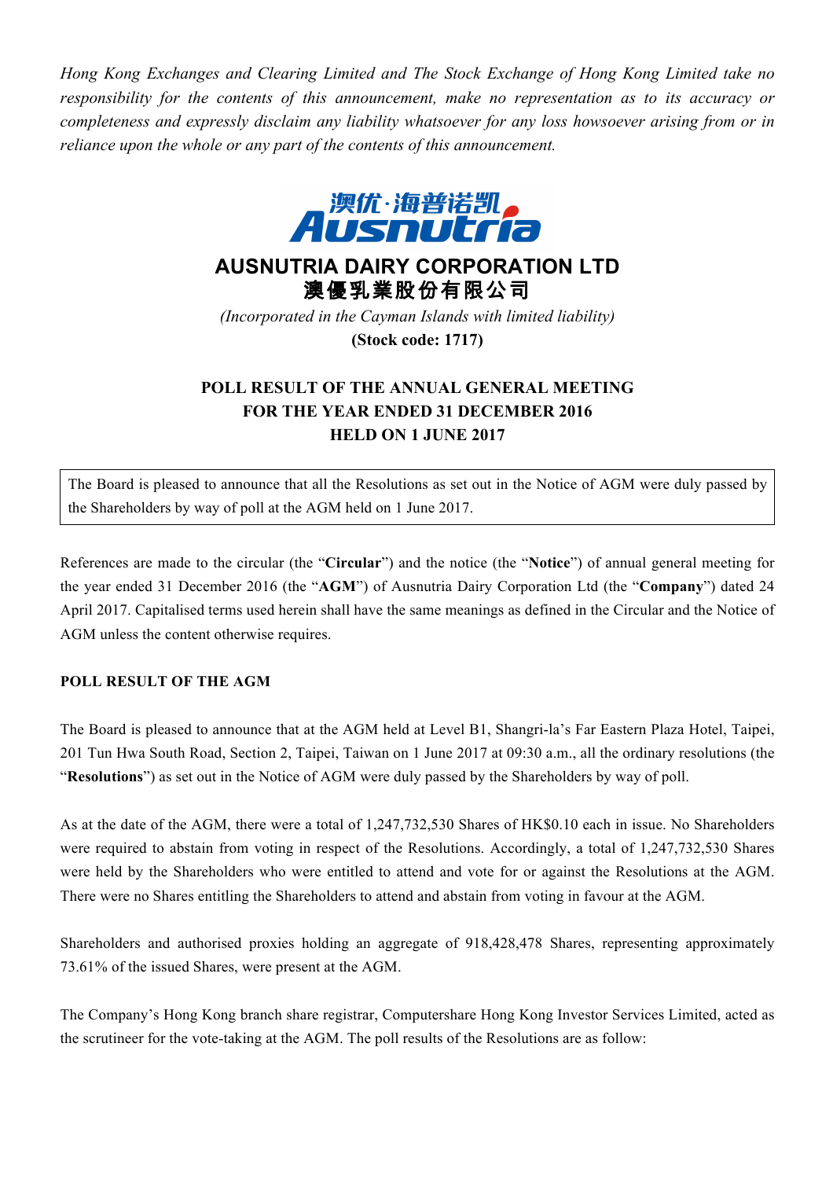*Hong Kong Exchanges and Clearing Limited and The Stock Exchange of Hong Kong Limited take no responsibility for the contents of this announcement, make no representation as to its accuracy or completeness and expressly disclaim any liability whatsoever for any loss howsoever arising from or in reliance upon the whole or any part of the contents of this announcement.*

# AUSNUTRIA DAIRY CORPORATION LTD
# 澳優乳業股份有限公司

*(Incorporated in the Cayman Islands with limited liability)*

**(Stock code: 1717)**

## POLL RESULT OF THE ANNUAL GENERAL MEETING FOR THE YEAR ENDED 31 DECEMBER 2016 HELD ON 1 JUNE 2017

The Board is pleased to announce that all the Resolutions as set out in the Notice of AGM were duly passed by the Shareholders by way of poll at the AGM held on 1 June 2017.

References are made to the circular (the "**Circular**") and the notice (the "**Notice**") of annual general meeting for the year ended 31 December 2016 (the "**AGM**") of Ausnutria Dairy Corporation Ltd (the "**Company**") dated 24 April 2017. Capitalised terms used herein shall have the same meanings as defined in the Circular and the Notice of AGM unless the content otherwise requires.

### POLL RESULT OF THE AGM

The Board is pleased to announce that at the AGM held at Level B1, Shangri-la's Far Eastern Plaza Hotel, Taipei, 201 Tun Hwa South Road, Section 2, Taipei, Taiwan on 1 June 2017 at 09:30 a.m., all the ordinary resolutions (the "**Resolutions**") as set out in the Notice of AGM were duly passed by the Shareholders by way of poll.

As at the date of the AGM, there were a total of 1,247,732,530 Shares of HK$0.10 each in issue. No Shareholders were required to abstain from voting in respect of the Resolutions. Accordingly, a total of 1,247,732,530 Shares were held by the Shareholders who were entitled to attend and vote for or against the Resolutions at the AGM. There were no Shares entitling the Shareholders to attend and abstain from voting in favour at the AGM.

Shareholders and authorised proxies holding an aggregate of 918,428,478 Shares, representing approximately 73.61% of the issued Shares, were present at the AGM.

The Company's Hong Kong branch share registrar, Computershare Hong Kong Investor Services Limited, acted as the scrutineer for the vote-taking at the AGM. The poll results of the Resolutions are as follow: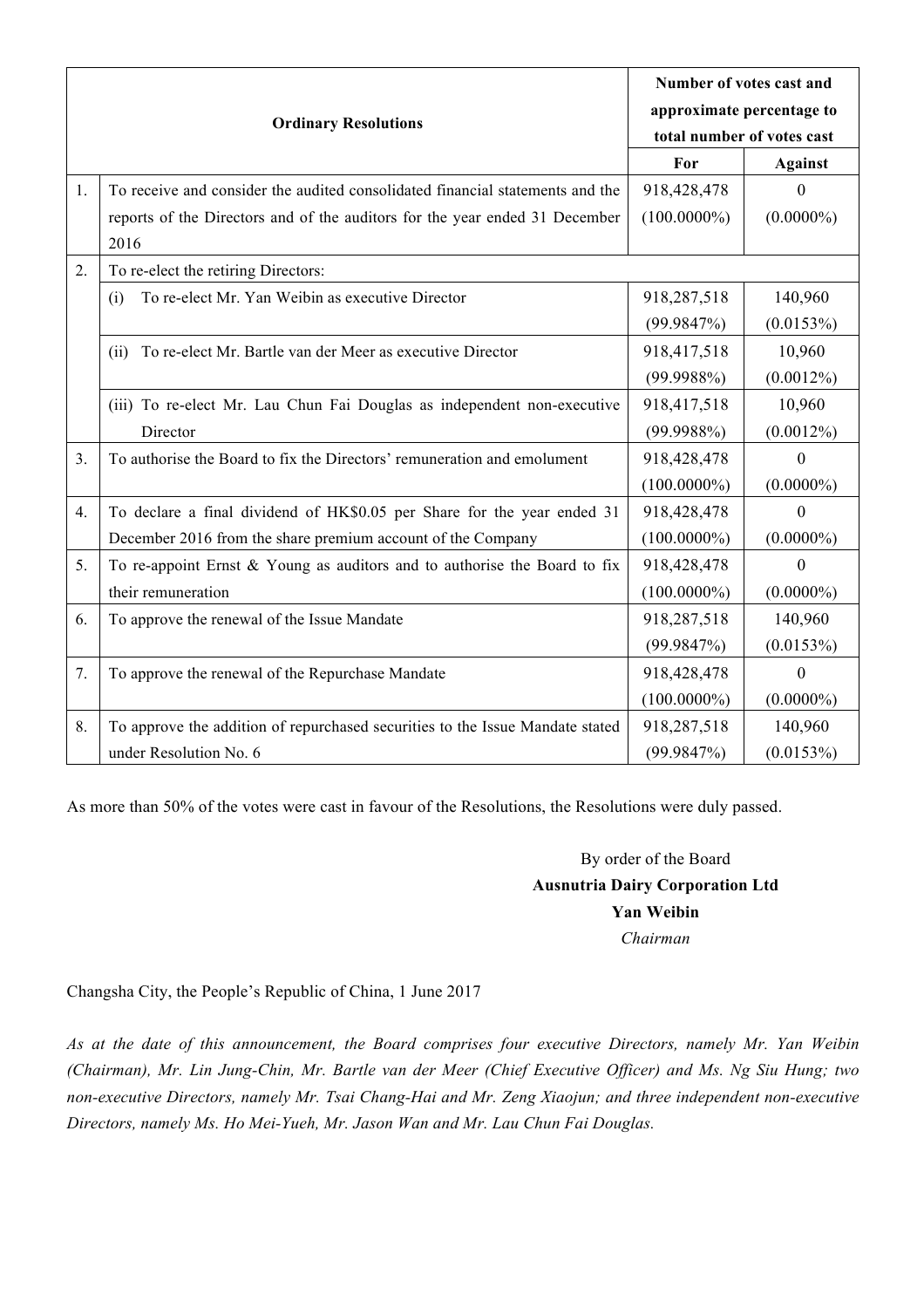| | Ordinary Resolutions | Number of votes cast and approximate percentage to total number of votes cast | |
|---|---|---|---|
| | | For | Against |
| 1. | To receive and consider the audited consolidated financial statements and the reports of the Directors and of the auditors for the year ended 31 December 2016 | 918,428,478 (100.0000%) | 0 (0.0000%) |
| 2. | To re-elect the retiring Directors: | | |
| | (i) To re-elect Mr. Yan Weibin as executive Director | 918,287,518 (99.9847%) | 140,960 (0.0153%) |
| | (ii) To re-elect Mr. Bartle van der Meer as executive Director | 918,417,518 (99.9988%) | 10,960 (0.0012%) |
| | (iii) To re-elect Mr. Lau Chun Fai Douglas as independent non-executive Director | 918,417,518 (99.9988%) | 10,960 (0.0012%) |
| 3. | To authorise the Board to fix the Directors' remuneration and emolument | 918,428,478 (100.0000%) | 0 (0.0000%) |
| 4. | To declare a final dividend of HK$0.05 per Share for the year ended 31 December 2016 from the share premium account of the Company | 918,428,478 (100.0000%) | 0 (0.0000%) |
| 5. | To re-appoint Ernst & Young as auditors and to authorise the Board to fix their remuneration | 918,428,478 (100.0000%) | 0 (0.0000%) |
| 6. | To approve the renewal of the Issue Mandate | 918,287,518 (99.9847%) | 140,960 (0.0153%) |
| 7. | To approve the renewal of the Repurchase Mandate | 918,428,478 (100.0000%) | 0 (0.0000%) |
| 8. | To approve the addition of repurchased securities to the Issue Mandate stated under Resolution No. 6 | 918,287,518 (99.9847%) | 140,960 (0.0153%) |

As more than 50% of the votes were cast in favour of the Resolutions, the Resolutions were duly passed.

By order of the Board
**Ausnutria Dairy Corporation Ltd**
**Yan Weibin**
*Chairman*

Changsha City, the People's Republic of China, 1 June 2017

*As at the date of this announcement, the Board comprises four executive Directors, namely Mr. Yan Weibin (Chairman), Mr. Lin Jung-Chin, Mr. Bartle van der Meer (Chief Executive Officer) and Ms. Ng Siu Hung; two non-executive Directors, namely Mr. Tsai Chang-Hai and Mr. Zeng Xiaojun; and three independent non-executive Directors, namely Ms. Ho Mei-Yueh, Mr. Jason Wan and Mr. Lau Chun Fai Douglas.*